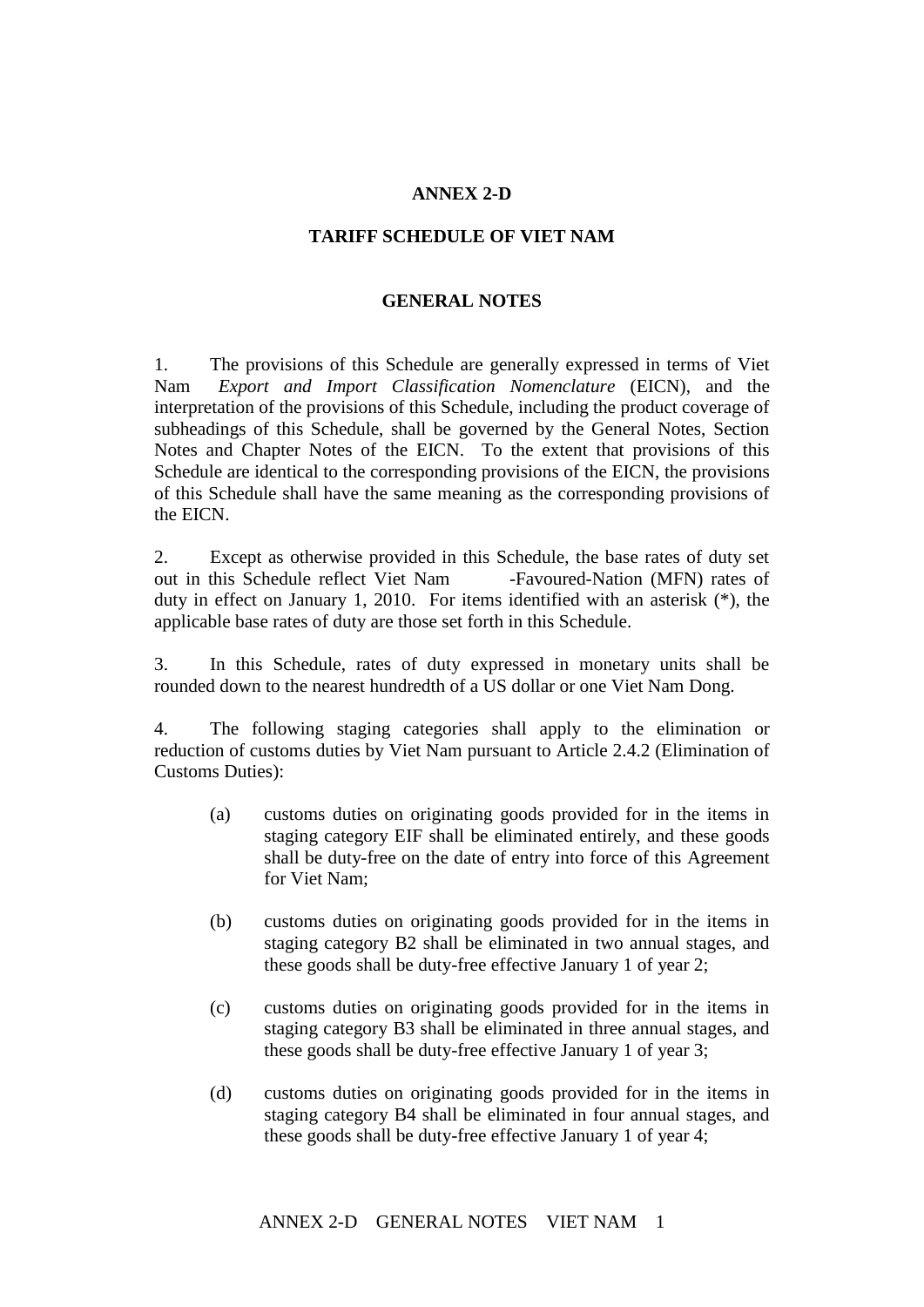**ANNEX 2-D**

**TARIFF SCHEDULE OF VIET NAM**

**GENERAL NOTES**

1. The provisions of this Schedule are generally expressed in terms of Viet Nam *Export and Import Classification Nomenclature* (EICN), and the interpretation of the provisions of this Schedule, including the product coverage of subheadings of this Schedule, shall be governed by the General Notes, Section Notes and Chapter Notes of the EICN. To the extent that provisions of this Schedule are identical to the corresponding provisions of the EICN, the provisions of this Schedule shall have the same meaning as the corresponding provisions of the EICN.

2. Except as otherwise provided in this Schedule, the base rates of duty set out in this Schedule reflect Viet Nam -Favoured-Nation (MFN) rates of duty in effect on January 1, 2010. For items identified with an asterisk (*), the applicable base rates of duty are those set forth in this Schedule.

3. In this Schedule, rates of duty expressed in monetary units shall be rounded down to the nearest hundredth of a US dollar or one Viet Nam Dong.

4. The following staging categories shall apply to the elimination or reduction of customs duties by Viet Nam pursuant to Article 2.4.2 (Elimination of Customs Duties):

   (a) customs duties on originating goods provided for in the items in staging category EIF shall be eliminated entirely, and these goods shall be duty-free on the date of entry into force of this Agreement for Viet Nam;

   (b) customs duties on originating goods provided for in the items in staging category B2 shall be eliminated in two annual stages, and these goods shall be duty-free effective January 1 of year 2;

   (c) customs duties on originating goods provided for in the items in staging category B3 shall be eliminated in three annual stages, and these goods shall be duty-free effective January 1 of year 3;

   (d) customs duties on originating goods provided for in the items in staging category B4 shall be eliminated in four annual stages, and these goods shall be duty-free effective January 1 of year 4;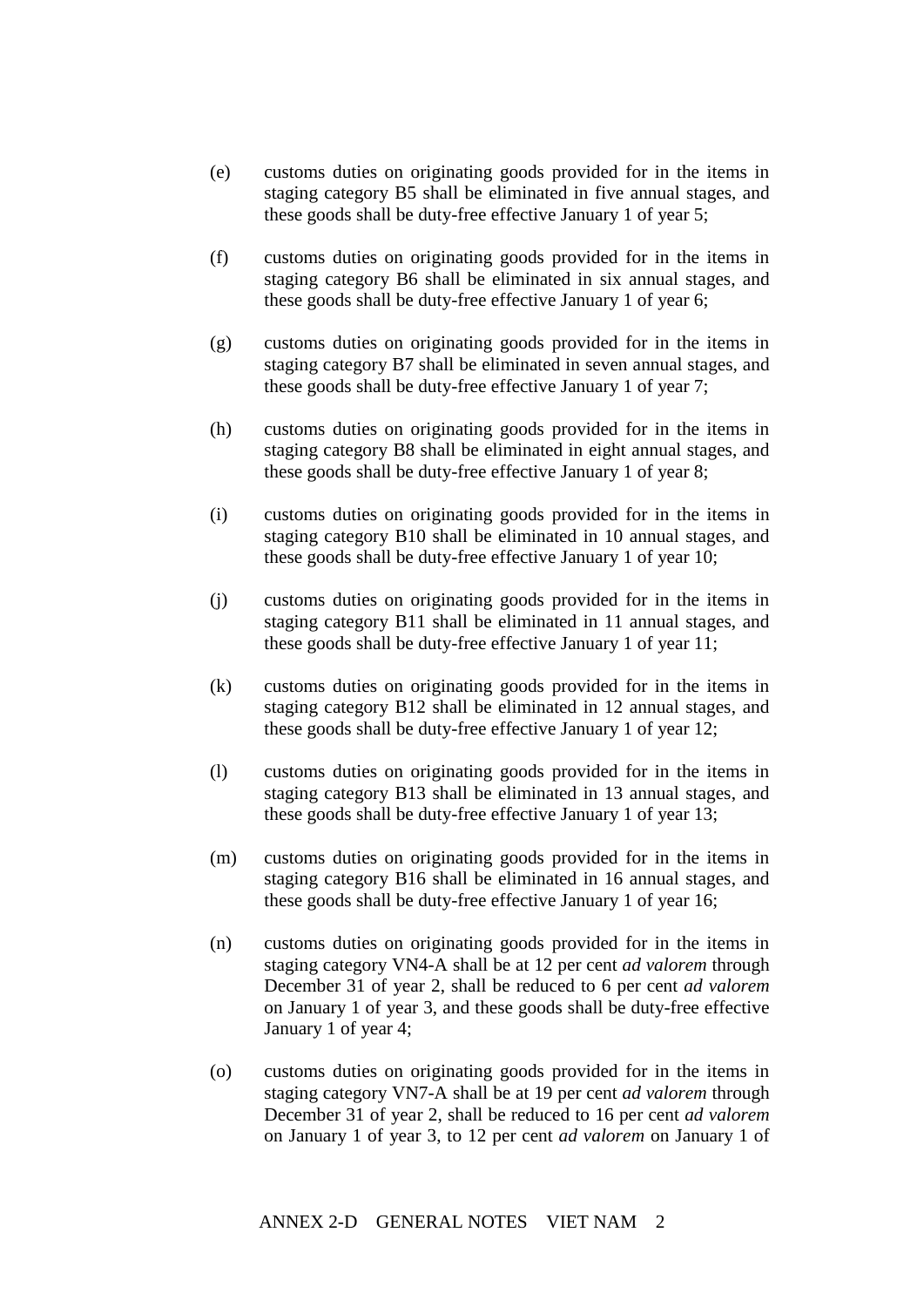(e) customs duties on originating goods provided for in the items in staging category B5 shall be eliminated in five annual stages, and these goods shall be duty-free effective January 1 of year 5;

(f) customs duties on originating goods provided for in the items in staging category B6 shall be eliminated in six annual stages, and these goods shall be duty-free effective January 1 of year 6;

(g) customs duties on originating goods provided for in the items in staging category B7 shall be eliminated in seven annual stages, and these goods shall be duty-free effective January 1 of year 7;

(h) customs duties on originating goods provided for in the items in staging category B8 shall be eliminated in eight annual stages, and these goods shall be duty-free effective January 1 of year 8;

(i) customs duties on originating goods provided for in the items in staging category B10 shall be eliminated in 10 annual stages, and these goods shall be duty-free effective January 1 of year 10;

(j) customs duties on originating goods provided for in the items in staging category B11 shall be eliminated in 11 annual stages, and these goods shall be duty-free effective January 1 of year 11;

(k) customs duties on originating goods provided for in the items in staging category B12 shall be eliminated in 12 annual stages, and these goods shall be duty-free effective January 1 of year 12;

(l) customs duties on originating goods provided for in the items in staging category B13 shall be eliminated in 13 annual stages, and these goods shall be duty-free effective January 1 of year 13;

(m) customs duties on originating goods provided for in the items in staging category B16 shall be eliminated in 16 annual stages, and these goods shall be duty-free effective January 1 of year 16;

(n) customs duties on originating goods provided for in the items in staging category VN4-A shall be at 12 per cent *ad valorem* through December 31 of year 2, shall be reduced to 6 per cent *ad valorem* on January 1 of year 3, and these goods shall be duty-free effective January 1 of year 4;

(o) customs duties on originating goods provided for in the items in staging category VN7-A shall be at 19 per cent *ad valorem* through December 31 of year 2, shall be reduced to 16 per cent *ad valorem* on January 1 of year 3, to 12 per cent *ad valorem* on January 1 of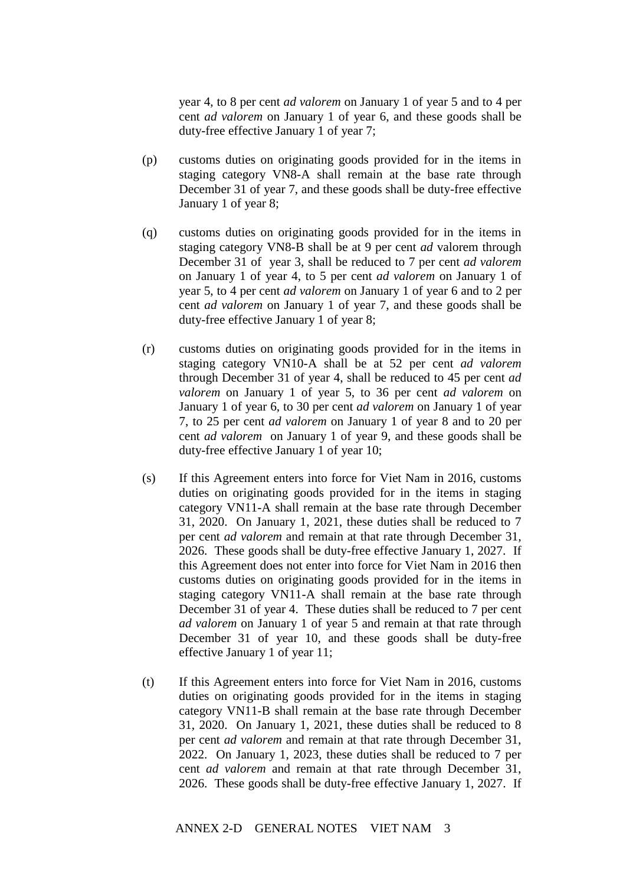year 4, to 8 per cent *ad valorem* on January 1 of year 5 and to 4 per cent *ad valorem* on January 1 of year 6, and these goods shall be duty-free effective January 1 of year 7;

(p) customs duties on originating goods provided for in the items in staging category VN8-A shall remain at the base rate through December 31 of year 7, and these goods shall be duty-free effective January 1 of year 8;

(q) customs duties on originating goods provided for in the items in staging category VN8-B shall be at 9 per cent *ad* valorem through December 31 of year 3, shall be reduced to 7 per cent *ad valorem* on January 1 of year 4, to 5 per cent *ad valorem* on January 1 of year 5, to 4 per cent *ad valorem* on January 1 of year 6 and to 2 per cent *ad valorem* on January 1 of year 7, and these goods shall be duty-free effective January 1 of year 8;

(r) customs duties on originating goods provided for in the items in staging category VN10-A shall be at 52 per cent *ad valorem* through December 31 of year 4, shall be reduced to 45 per cent *ad valorem* on January 1 of year 5, to 36 per cent *ad valorem* on January 1 of year 6, to 30 per cent *ad valorem* on January 1 of year 7, to 25 per cent *ad valorem* on January 1 of year 8 and to 20 per cent *ad valorem* on January 1 of year 9, and these goods shall be duty-free effective January 1 of year 10;

(s) If this Agreement enters into force for Viet Nam in 2016, customs duties on originating goods provided for in the items in staging category VN11-A shall remain at the base rate through December 31, 2020. On January 1, 2021, these duties shall be reduced to 7 per cent *ad valorem* and remain at that rate through December 31, 2026. These goods shall be duty-free effective January 1, 2027. If this Agreement does not enter into force for Viet Nam in 2016 then customs duties on originating goods provided for in the items in staging category VN11-A shall remain at the base rate through December 31 of year 4. These duties shall be reduced to 7 per cent *ad valorem* on January 1 of year 5 and remain at that rate through December 31 of year 10, and these goods shall be duty-free effective January 1 of year 11;

(t) If this Agreement enters into force for Viet Nam in 2016, customs duties on originating goods provided for in the items in staging category VN11-B shall remain at the base rate through December 31, 2020. On January 1, 2021, these duties shall be reduced to 8 per cent *ad valorem* and remain at that rate through December 31, 2022. On January 1, 2023, these duties shall be reduced to 7 per cent *ad valorem* and remain at that rate through December 31, 2026. These goods shall be duty-free effective January 1, 2027. If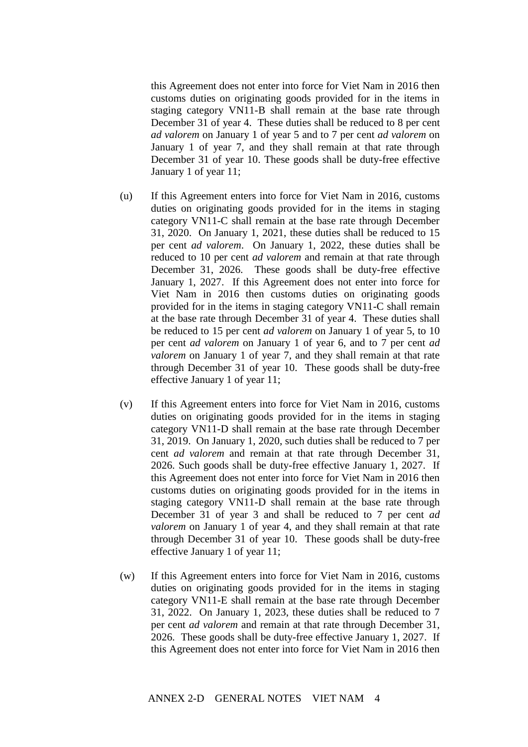this Agreement does not enter into force for Viet Nam in 2016 then customs duties on originating goods provided for in the items in staging category VN11-B shall remain at the base rate through December 31 of year 4. These duties shall be reduced to 8 per cent *ad valorem* on January 1 of year 5 and to 7 per cent *ad valorem* on January 1 of year 7, and they shall remain at that rate through December 31 of year 10. These goods shall be duty-free effective January 1 of year 11;

(u) If this Agreement enters into force for Viet Nam in 2016, customs duties on originating goods provided for in the items in staging category VN11-C shall remain at the base rate through December 31, 2020. On January 1, 2021, these duties shall be reduced to 15 per cent *ad valorem*. On January 1, 2022, these duties shall be reduced to 10 per cent *ad valorem* and remain at that rate through December 31, 2026. These goods shall be duty-free effective January 1, 2027. If this Agreement does not enter into force for Viet Nam in 2016 then customs duties on originating goods provided for in the items in staging category VN11-C shall remain at the base rate through December 31 of year 4. These duties shall be reduced to 15 per cent *ad valorem* on January 1 of year 5, to 10 per cent *ad valorem* on January 1 of year 6, and to 7 per cent *ad valorem* on January 1 of year 7, and they shall remain at that rate through December 31 of year 10. These goods shall be duty-free effective January 1 of year 11;

(v) If this Agreement enters into force for Viet Nam in 2016, customs duties on originating goods provided for in the items in staging category VN11-D shall remain at the base rate through December 31, 2019. On January 1, 2020, such duties shall be reduced to 7 per cent *ad valorem* and remain at that rate through December 31, 2026. Such goods shall be duty-free effective January 1, 2027. If this Agreement does not enter into force for Viet Nam in 2016 then customs duties on originating goods provided for in the items in staging category VN11-D shall remain at the base rate through December 31 of year 3 and shall be reduced to 7 per cent *ad valorem* on January 1 of year 4, and they shall remain at that rate through December 31 of year 10. These goods shall be duty-free effective January 1 of year 11;

(w) If this Agreement enters into force for Viet Nam in 2016, customs duties on originating goods provided for in the items in staging category VN11-E shall remain at the base rate through December 31, 2022. On January 1, 2023, these duties shall be reduced to 7 per cent *ad valorem* and remain at that rate through December 31, 2026. These goods shall be duty-free effective January 1, 2027. If this Agreement does not enter into force for Viet Nam in 2016 then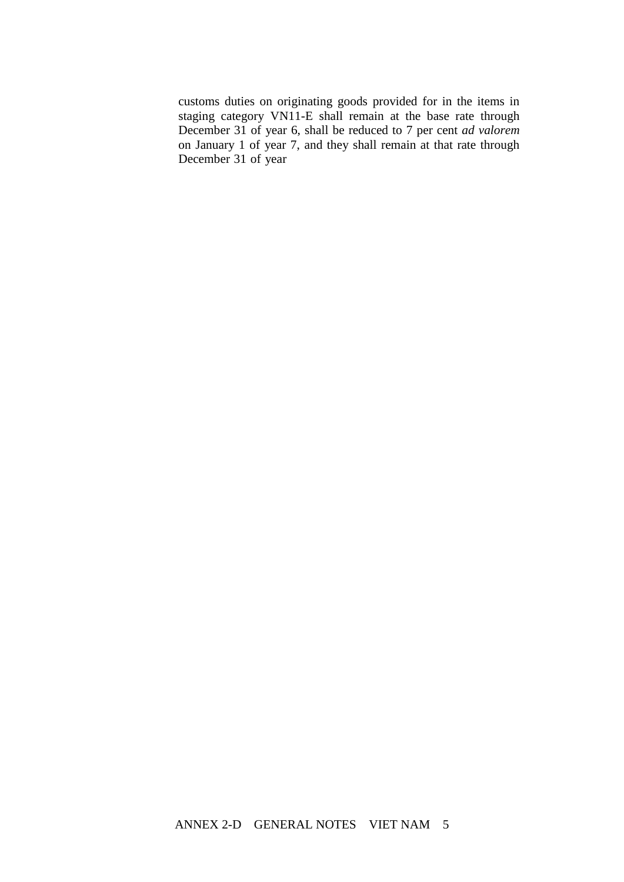customs duties on originating goods provided for in the items in staging category VN11-E shall remain at the base rate through December 31 of year 6, shall be reduced to 7 per cent *ad valorem* on January 1 of year 7, and they shall remain at that rate through December 31 of year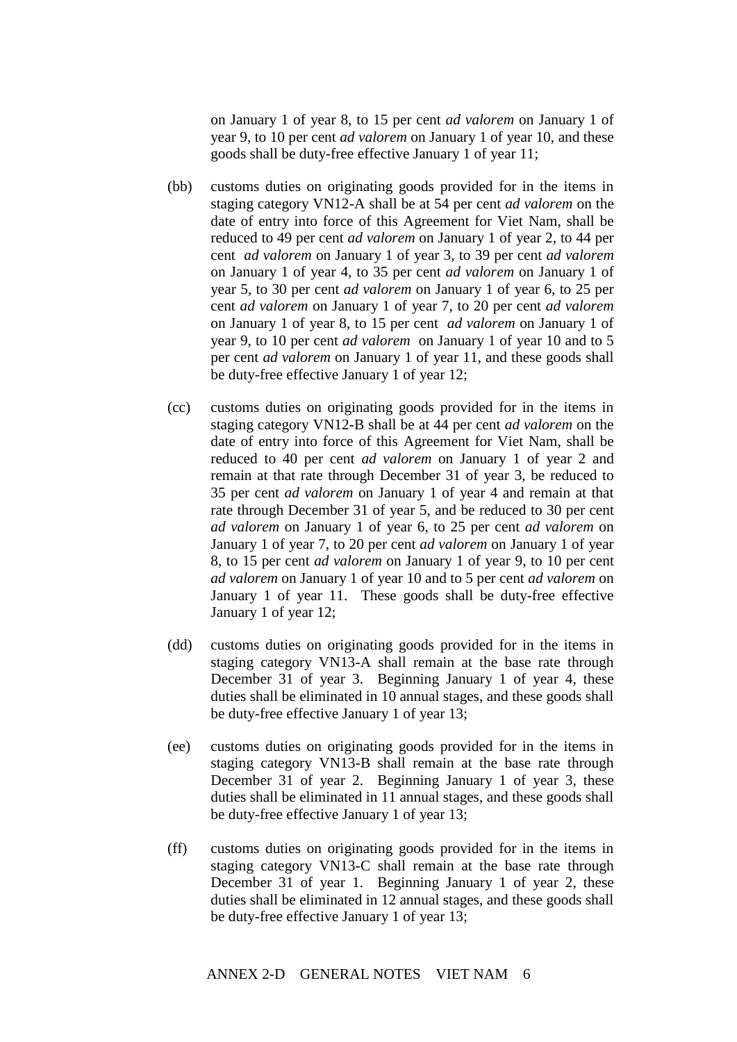on January 1 of year 8, to 15 per cent *ad valorem* on January 1 of year 9, to 10 per cent *ad valorem* on January 1 of year 10, and these goods shall be duty-free effective January 1 of year 11;

(bb) customs duties on originating goods provided for in the items in staging category VN12-A shall be at 54 per cent *ad valorem* on the date of entry into force of this Agreement for Viet Nam, shall be reduced to 49 per cent *ad valorem* on January 1 of year 2, to 44 per cent *ad valorem* on January 1 of year 3, to 39 per cent *ad valorem* on January 1 of year 4, to 35 per cent *ad valorem* on January 1 of year 5, to 30 per cent *ad valorem* on January 1 of year 6, to 25 per cent *ad valorem* on January 1 of year 7, to 20 per cent *ad valorem* on January 1 of year 8, to 15 per cent *ad valorem* on January 1 of year 9, to 10 per cent *ad valorem* on January 1 of year 10 and to 5 per cent *ad valorem* on January 1 of year 11, and these goods shall be duty-free effective January 1 of year 12;

(cc) customs duties on originating goods provided for in the items in staging category VN12-B shall be at 44 per cent *ad valorem* on the date of entry into force of this Agreement for Viet Nam, shall be reduced to 40 per cent *ad valorem* on January 1 of year 2 and remain at that rate through December 31 of year 3, be reduced to 35 per cent *ad valorem* on January 1 of year 4 and remain at that rate through December 31 of year 5, and be reduced to 30 per cent *ad valorem* on January 1 of year 6, to 25 per cent *ad valorem* on January 1 of year 7, to 20 per cent *ad valorem* on January 1 of year 8, to 15 per cent *ad valorem* on January 1 of year 9, to 10 per cent *ad valorem* on January 1 of year 10 and to 5 per cent *ad valorem* on January 1 of year 11. These goods shall be duty-free effective January 1 of year 12;

(dd) customs duties on originating goods provided for in the items in staging category VN13-A shall remain at the base rate through December 31 of year 3. Beginning January 1 of year 4, these duties shall be eliminated in 10 annual stages, and these goods shall be duty-free effective January 1 of year 13;

(ee) customs duties on originating goods provided for in the items in staging category VN13-B shall remain at the base rate through December 31 of year 2. Beginning January 1 of year 3, these duties shall be eliminated in 11 annual stages, and these goods shall be duty-free effective January 1 of year 13;

(ff) customs duties on originating goods provided for in the items in staging category VN13-C shall remain at the base rate through December 31 of year 1. Beginning January 1 of year 2, these duties shall be eliminated in 12 annual stages, and these goods shall be duty-free effective January 1 of year 13;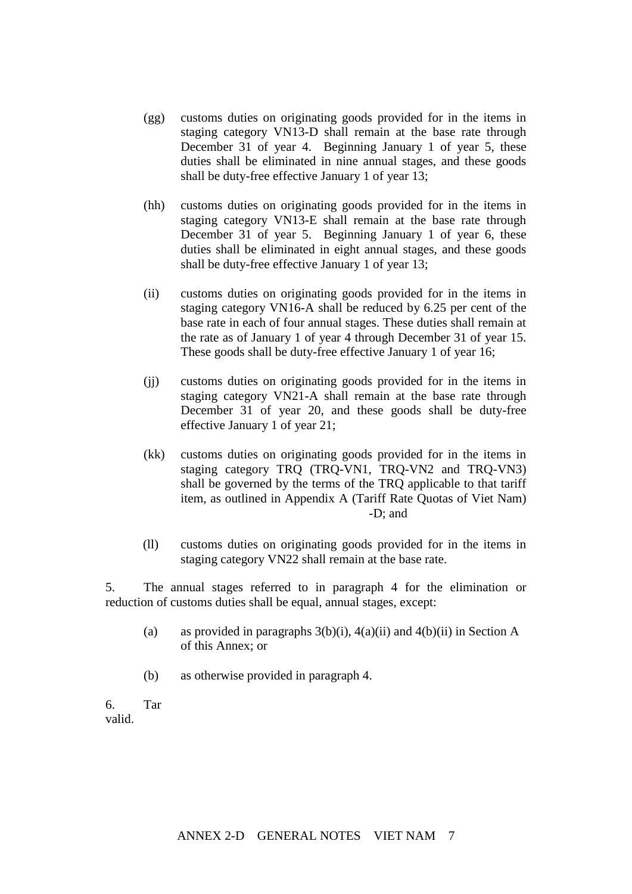(gg) customs duties on originating goods provided for in the items in staging category VN13-D shall remain at the base rate through December 31 of year 4. Beginning January 1 of year 5, these duties shall be eliminated in nine annual stages, and these goods shall be duty-free effective January 1 of year 13;

(hh) customs duties on originating goods provided for in the items in staging category VN13-E shall remain at the base rate through December 31 of year 5. Beginning January 1 of year 6, these duties shall be eliminated in eight annual stages, and these goods shall be duty-free effective January 1 of year 13;

(ii) customs duties on originating goods provided for in the items in staging category VN16-A shall be reduced by 6.25 per cent of the base rate in each of four annual stages. These duties shall remain at the rate as of January 1 of year 4 through December 31 of year 15. These goods shall be duty-free effective January 1 of year 16;

(jj) customs duties on originating goods provided for in the items in staging category VN21-A shall remain at the base rate through December 31 of year 20, and these goods shall be duty-free effective January 1 of year 21;

(kk) customs duties on originating goods provided for in the items in staging category TRQ (TRQ-VN1, TRQ-VN2 and TRQ-VN3) shall be governed by the terms of the TRQ applicable to that tariff item, as outlined in Appendix A (Tariff Rate Quotas of Viet Nam) -D; and

(ll) customs duties on originating goods provided for in the items in staging category VN22 shall remain at the base rate.

5. The annual stages referred to in paragraph 4 for the elimination or reduction of customs duties shall be equal, annual stages, except:

(a) as provided in paragraphs 3(b)(i), 4(a)(ii) and 4(b)(ii) in Section A of this Annex; or

(b) as otherwise provided in paragraph 4.

6. Tar
valid.